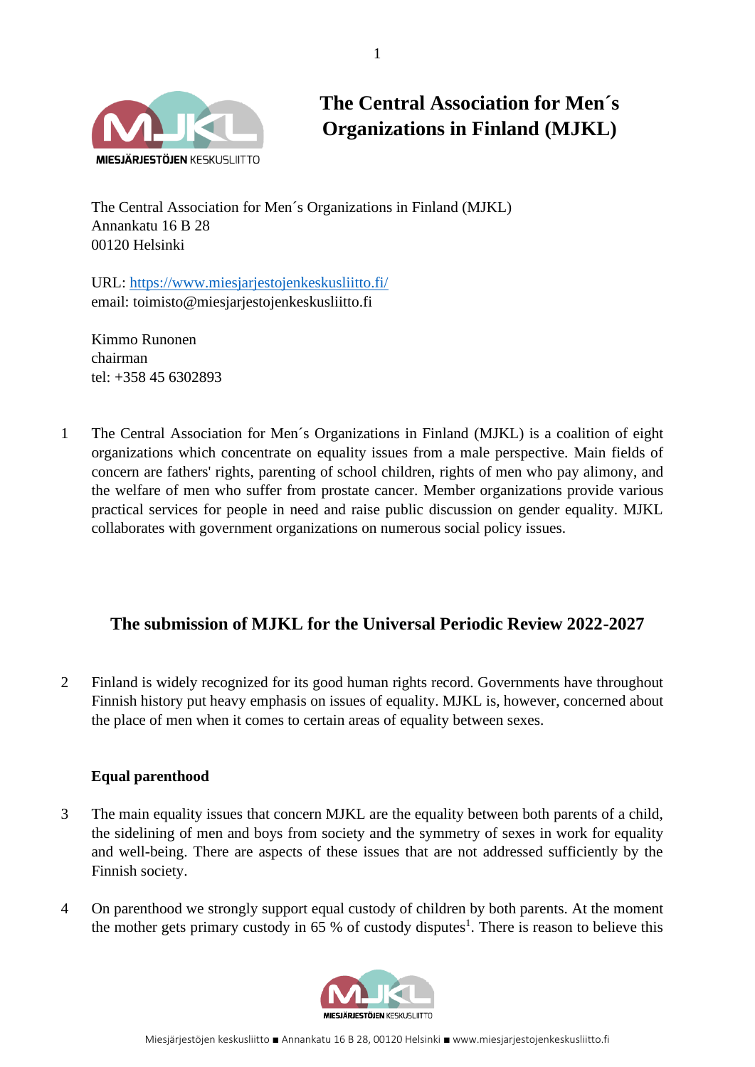# The Central Association for Men´s Organizations in Finland (MJKL)

The Central Association for Men´s Organizations in Finland (MJKL)
Annankatu 16 B 28
00120 Helsinki

URL: https://www.miesjarjestojenkeskusliitto.fi/
email: toimisto@miesjarjestojenkeskusliitto.fi

Kimmo Runonen
chairman
tel: +358 45 6302893

1 The Central Association for Men´s Organizations in Finland (MJKL) is a coalition of eight organizations which concentrate on equality issues from a male perspective. Main fields of concern are fathers' rights, parenting of school children, rights of men who pay alimony, and the welfare of men who suffer from prostate cancer. Member organizations provide various practical services for people in need and raise public discussion on gender equality. MJKL collaborates with government organizations on numerous social policy issues.

## The submission of MJKL for the Universal Periodic Review 2022-2027

2 Finland is widely recognized for its good human rights record. Governments have throughout Finnish history put heavy emphasis on issues of equality. MJKL is, however, concerned about the place of men when it comes to certain areas of equality between sexes.

### Equal parenthood

3 The main equality issues that concern MJKL are the equality between both parents of a child, the sidelining of men and boys from society and the symmetry of sexes in work for equality and well-being. There are aspects of these issues that are not addressed sufficiently by the Finnish society.

4 On parenthood we strongly support equal custody of children by both parents. At the moment the mother gets primary custody in 65 % of custody disputes[1]. There is reason to believe this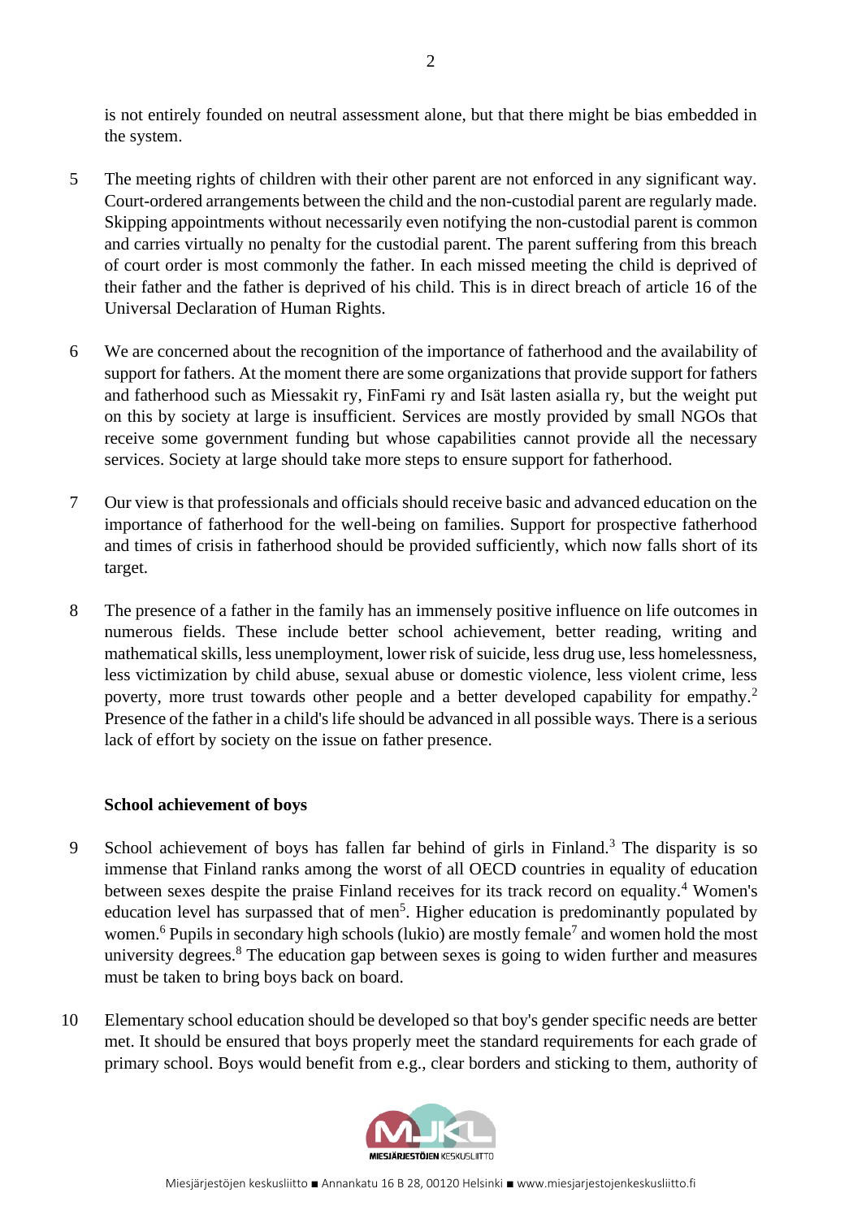is not entirely founded on neutral assessment alone, but that there might be bias embedded in the system.

5 The meeting rights of children with their other parent are not enforced in any significant way. Court-ordered arrangements between the child and the non-custodial parent are regularly made. Skipping appointments without necessarily even notifying the non-custodial parent is common and carries virtually no penalty for the custodial parent. The parent suffering from this breach of court order is most commonly the father. In each missed meeting the child is deprived of their father and the father is deprived of his child. This is in direct breach of article 16 of the Universal Declaration of Human Rights.

6 We are concerned about the recognition of the importance of fatherhood and the availability of support for fathers. At the moment there are some organizations that provide support for fathers and fatherhood such as Miessakit ry, FinFami ry and Isät lasten asialla ry, but the weight put on this by society at large is insufficient. Services are mostly provided by small NGOs that receive some government funding but whose capabilities cannot provide all the necessary services. Society at large should take more steps to ensure support for fatherhood.

7 Our view is that professionals and officials should receive basic and advanced education on the importance of fatherhood for the well-being on families. Support for prospective fatherhood and times of crisis in fatherhood should be provided sufficiently, which now falls short of its target.

8 The presence of a father in the family has an immensely positive influence on life outcomes in numerous fields. These include better school achievement, better reading, writing and mathematical skills, less unemployment, lower risk of suicide, less drug use, less homelessness, less victimization by child abuse, sexual abuse or domestic violence, less violent crime, less poverty, more trust towards other people and a better developed capability for empathy.[2] Presence of the father in a child's life should be advanced in all possible ways. There is a serious lack of effort by society on the issue on father presence.

**School achievement of boys**

9 School achievement of boys has fallen far behind of girls in Finland.[3] The disparity is so immense that Finland ranks among the worst of all OECD countries in equality of education between sexes despite the praise Finland receives for its track record on equality.[4] Women's education level has surpassed that of men[5]. Higher education is predominantly populated by women.[6] Pupils in secondary high schools (lukio) are mostly female[7] and women hold the most university degrees.[8] The education gap between sexes is going to widen further and measures must be taken to bring boys back on board.

10 Elementary school education should be developed so that boy's gender specific needs are better met. It should be ensured that boys properly meet the standard requirements for each grade of primary school. Boys would benefit from e.g., clear borders and sticking to them, authority of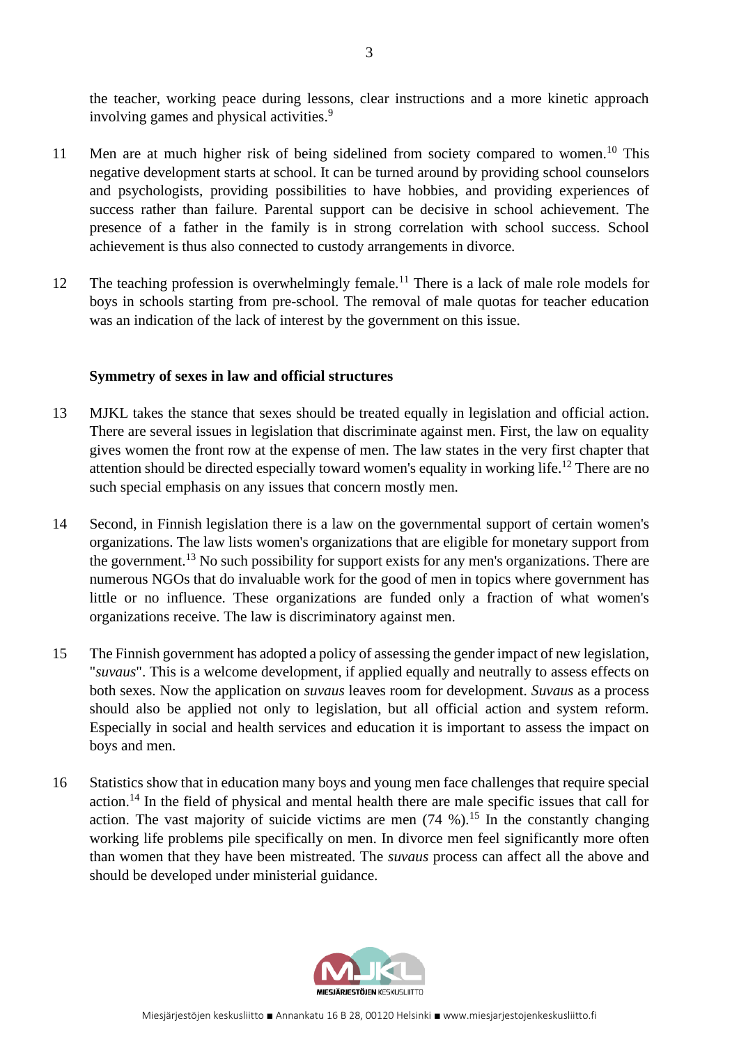the teacher, working peace during lessons, clear instructions and a more kinetic approach involving games and physical activities.[9]

11 Men are at much higher risk of being sidelined from society compared to women.[10] This negative development starts at school. It can be turned around by providing school counselors and psychologists, providing possibilities to have hobbies, and providing experiences of success rather than failure. Parental support can be decisive in school achievement. The presence of a father in the family is in strong correlation with school success. School achievement is thus also connected to custody arrangements in divorce.

12 The teaching profession is overwhelmingly female.[11] There is a lack of male role models for boys in schools starting from pre-school. The removal of male quotas for teacher education was an indication of the lack of interest by the government on this issue.

**Symmetry of sexes in law and official structures**

13 MJKL takes the stance that sexes should be treated equally in legislation and official action. There are several issues in legislation that discriminate against men. First, the law on equality gives women the front row at the expense of men. The law states in the very first chapter that attention should be directed especially toward women's equality in working life.[12] There are no such special emphasis on any issues that concern mostly men.

14 Second, in Finnish legislation there is a law on the governmental support of certain women's organizations. The law lists women's organizations that are eligible for monetary support from the government.[13] No such possibility for support exists for any men's organizations. There are numerous NGOs that do invaluable work for the good of men in topics where government has little or no influence. These organizations are funded only a fraction of what women's organizations receive. The law is discriminatory against men.

15 The Finnish government has adopted a policy of assessing the gender impact of new legislation, "*suvaus*". This is a welcome development, if applied equally and neutrally to assess effects on both sexes. Now the application on *suvaus* leaves room for development. *Suvaus* as a process should also be applied not only to legislation, but all official action and system reform. Especially in social and health services and education it is important to assess the impact on boys and men.

16 Statistics show that in education many boys and young men face challenges that require special action.[14] In the field of physical and mental health there are male specific issues that call for action. The vast majority of suicide victims are men (74 %).[15] In the constantly changing working life problems pile specifically on men. In divorce men feel significantly more often than women that they have been mistreated. The *suvaus* process can affect all the above and should be developed under ministerial guidance.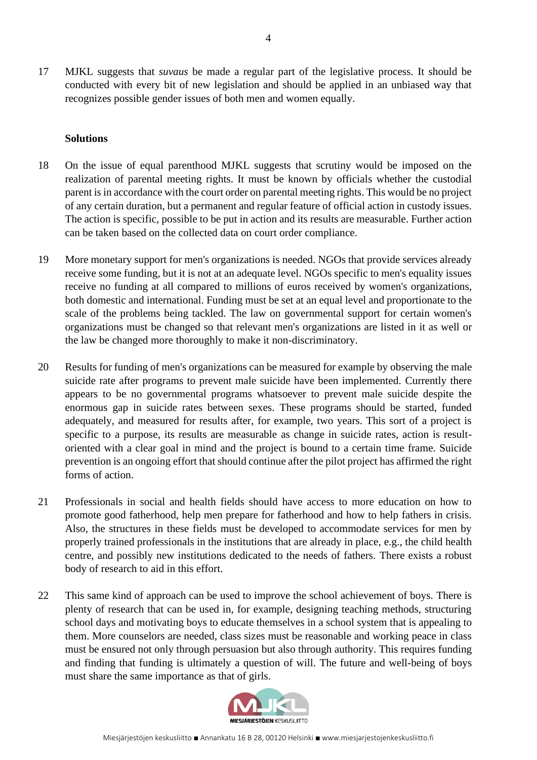17 MJKL suggests that *suvaus* be made a regular part of the legislative process. It should be conducted with every bit of new legislation and should be applied in an unbiased way that recognizes possible gender issues of both men and women equally.

**Solutions**

18 On the issue of equal parenthood MJKL suggests that scrutiny would be imposed on the realization of parental meeting rights. It must be known by officials whether the custodial parent is in accordance with the court order on parental meeting rights. This would be no project of any certain duration, but a permanent and regular feature of official action in custody issues. The action is specific, possible to be put in action and its results are measurable. Further action can be taken based on the collected data on court order compliance.

19 More monetary support for men's organizations is needed. NGOs that provide services already receive some funding, but it is not at an adequate level. NGOs specific to men's equality issues receive no funding at all compared to millions of euros received by women's organizations, both domestic and international. Funding must be set at an equal level and proportionate to the scale of the problems being tackled. The law on governmental support for certain women's organizations must be changed so that relevant men's organizations are listed in it as well or the law be changed more thoroughly to make it non-discriminatory.

20 Results for funding of men's organizations can be measured for example by observing the male suicide rate after programs to prevent male suicide have been implemented. Currently there appears to be no governmental programs whatsoever to prevent male suicide despite the enormous gap in suicide rates between sexes. These programs should be started, funded adequately, and measured for results after, for example, two years. This sort of a project is specific to a purpose, its results are measurable as change in suicide rates, action is result-oriented with a clear goal in mind and the project is bound to a certain time frame. Suicide prevention is an ongoing effort that should continue after the pilot project has affirmed the right forms of action.

21 Professionals in social and health fields should have access to more education on how to promote good fatherhood, help men prepare for fatherhood and how to help fathers in crisis. Also, the structures in these fields must be developed to accommodate services for men by properly trained professionals in the institutions that are already in place, e.g., the child health centre, and possibly new institutions dedicated to the needs of fathers. There exists a robust body of research to aid in this effort.

22 This same kind of approach can be used to improve the school achievement of boys. There is plenty of research that can be used in, for example, designing teaching methods, structuring school days and motivating boys to educate themselves in a school system that is appealing to them. More counselors are needed, class sizes must be reasonable and working peace in class must be ensured not only through persuasion but also through authority. This requires funding and finding that funding is ultimately a question of will. The future and well-being of boys must share the same importance as that of girls.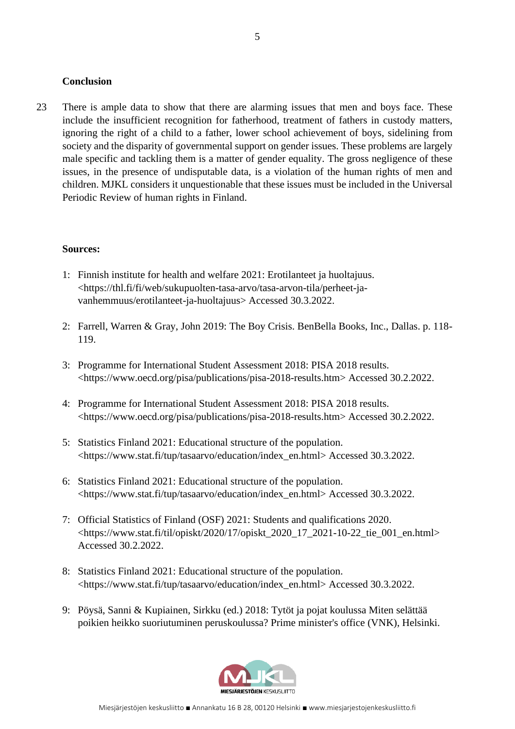## Conclusion

23 There is ample data to show that there are alarming issues that men and boys face. These include the insufficient recognition for fatherhood, treatment of fathers in custody matters, ignoring the right of a child to a father, lower school achievement of boys, sidelining from society and the disparity of governmental support on gender issues. These problems are largely male specific and tackling them is a matter of gender equality. The gross negligence of these issues, in the presence of undisputable data, is a violation of the human rights of men and children. MJKL considers it unquestionable that these issues must be included in the Universal Periodic Review of human rights in Finland.

**Sources:**

1: Finnish institute for health and welfare 2021: Erotilanteet ja huoltajuus. <https://thl.fi/fi/web/sukupuolten-tasa-arvo/tasa-arvon-tila/perheet-ja-vanhemmuus/erotilanteet-ja-huoltajuus> Accessed 30.3.2022.

2: Farrell, Warren & Gray, John 2019: The Boy Crisis. BenBella Books, Inc., Dallas. p. 118-119.

3: Programme for International Student Assessment 2018: PISA 2018 results. <https://www.oecd.org/pisa/publications/pisa-2018-results.htm> Accessed 30.2.2022.

4: Programme for International Student Assessment 2018: PISA 2018 results. <https://www.oecd.org/pisa/publications/pisa-2018-results.htm> Accessed 30.2.2022.

5: Statistics Finland 2021: Educational structure of the population. <https://www.stat.fi/tup/tasaarvo/education/index_en.html> Accessed 30.3.2022.

6: Statistics Finland 2021: Educational structure of the population. <https://www.stat.fi/tup/tasaarvo/education/index_en.html> Accessed 30.3.2022.

7: Official Statistics of Finland (OSF) 2021: Students and qualifications 2020. <https://www.stat.fi/til/opiskt/2020/17/opiskt_2020_17_2021-10-22_tie_001_en.html> Accessed 30.2.2022.

8: Statistics Finland 2021: Educational structure of the population. <https://www.stat.fi/tup/tasaarvo/education/index_en.html> Accessed 30.3.2022.

9: Pöysä, Sanni & Kupiainen, Sirkku (ed.) 2018: Tytöt ja pojat koulussa Miten selättää poikien heikko suoriutuminen peruskoulussa? Prime minister's office (VNK), Helsinki.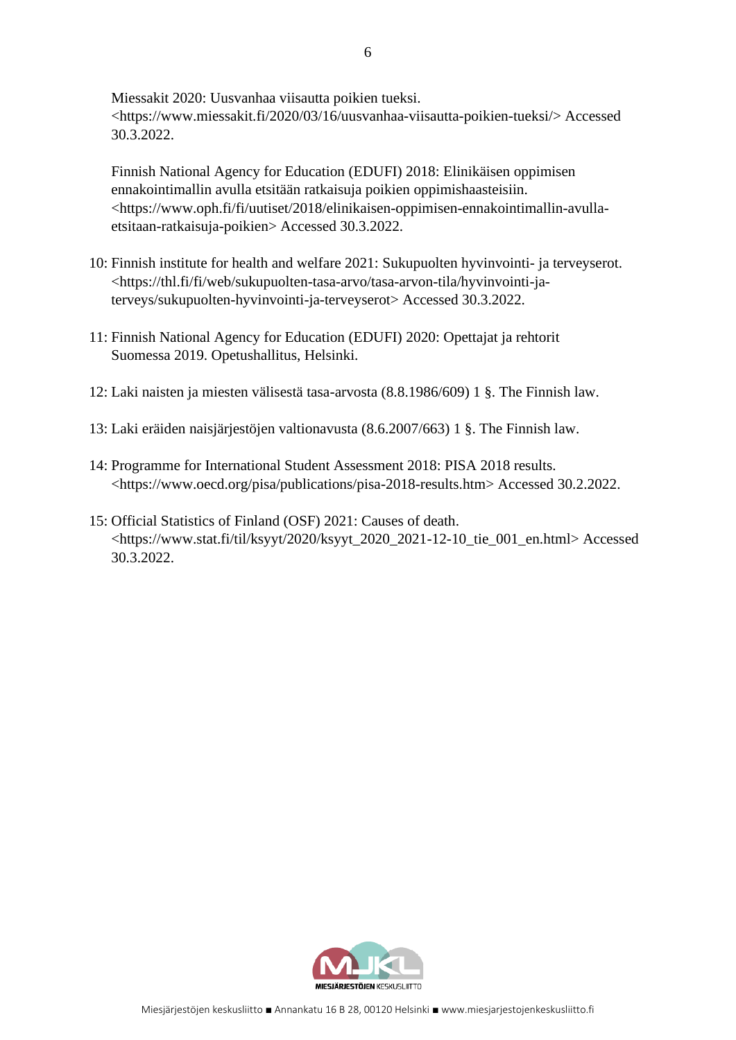Miessakit 2020: Uusvanhaa viisautta poikien tueksi. <https://www.miessakit.fi/2020/03/16/uusvanhaa-viisautta-poikien-tueksi/> Accessed 30.3.2022.

Finnish National Agency for Education (EDUFI) 2018: Elinikäisen oppimisen ennakointimallin avulla etsitään ratkaisuja poikien oppimishaasteisiin. <https://www.oph.fi/fi/uutiset/2018/elinikaisen-oppimisen-ennakointimallin-avulla-etsitaan-ratkaisuja-poikien> Accessed 30.3.2022.

10: Finnish institute for health and welfare 2021: Sukupuolten hyvinvointi- ja terveyserot. <https://thl.fi/fi/web/sukupuolten-tasa-arvo/tasa-arvon-tila/hyvinvointi-ja-terveys/sukupuolten-hyvinvointi-ja-terveyserot> Accessed 30.3.2022.

11: Finnish National Agency for Education (EDUFI) 2020: Opettajat ja rehtorit Suomessa 2019. Opetushallitus, Helsinki.

12: Laki naisten ja miesten välisestä tasa-arvosta (8.8.1986/609) 1 §. The Finnish law.

13: Laki eräiden naisjärjestöjen valtionavusta (8.6.2007/663) 1 §. The Finnish law.

14: Programme for International Student Assessment 2018: PISA 2018 results. <https://www.oecd.org/pisa/publications/pisa-2018-results.htm> Accessed 30.2.2022.

15: Official Statistics of Finland (OSF) 2021: Causes of death. <https://www.stat.fi/til/ksyyt/2020/ksyyt_2020_2021-12-10_tie_001_en.html> Accessed 30.3.2022.